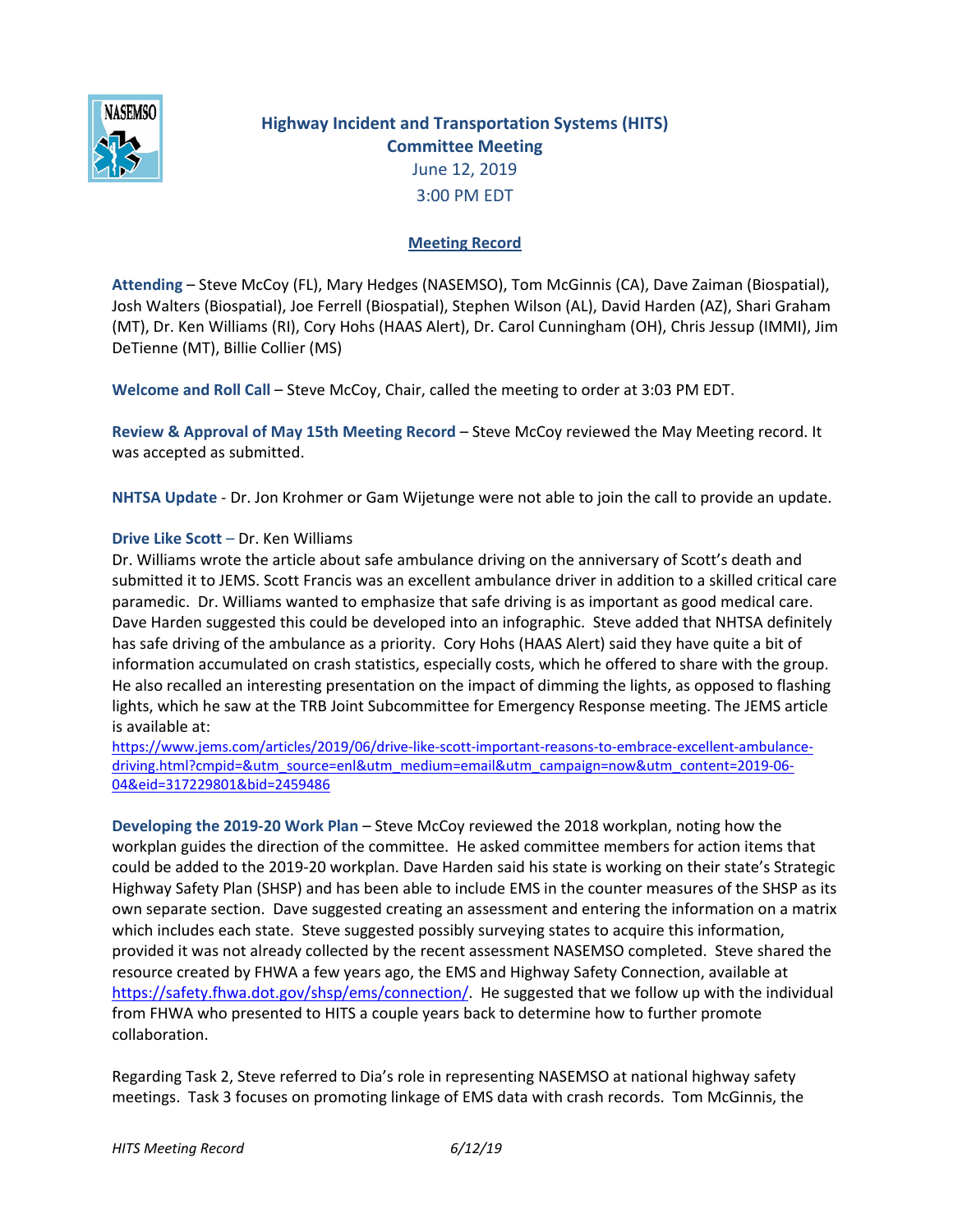# Highway Incident and Transportation Systems (HITS) Committee Meeting

June 12, 2019
3:00 PM EDT

## Meeting Record

**Attending** – Steve McCoy (FL), Mary Hedges (NASEMSO), Tom McGinnis (CA), Dave Zaiman (Biospatial), Josh Walters (Biospatial), Joe Ferrell (Biospatial), Stephen Wilson (AL), David Harden (AZ), Shari Graham (MT), Dr. Ken Williams (RI), Cory Hohs (HAAS Alert), Dr. Carol Cunningham (OH), Chris Jessup (IMMI), Jim DeTienne (MT), Billie Collier (MS)

**Welcome and Roll Call** – Steve McCoy, Chair, called the meeting to order at 3:03 PM EDT.

**Review & Approval of May 15th Meeting Record** – Steve McCoy reviewed the May Meeting record. It was accepted as submitted.

**NHTSA Update** - Dr. Jon Krohmer or Gam Wijetunge were not able to join the call to provide an update.

**Drive Like Scott** – Dr. Ken Williams

Dr. Williams wrote the article about safe ambulance driving on the anniversary of Scott's death and submitted it to JEMS. Scott Francis was an excellent ambulance driver in addition to a skilled critical care paramedic. Dr. Williams wanted to emphasize that safe driving is as important as good medical care. Dave Harden suggested this could be developed into an infographic. Steve added that NHTSA definitely has safe driving of the ambulance as a priority. Cory Hohs (HAAS Alert) said they have quite a bit of information accumulated on crash statistics, especially costs, which he offered to share with the group. He also recalled an interesting presentation on the impact of dimming the lights, as opposed to flashing lights, which he saw at the TRB Joint Subcommittee for Emergency Response meeting. The JEMS article is available at:
https://www.jems.com/articles/2019/06/drive-like-scott-important-reasons-to-embrace-excellent-ambulance-driving.html?cmpid=&utm_source=enl&utm_medium=email&utm_campaign=now&utm_content=2019-06-04&eid=317229801&bid=2459486

**Developing the 2019-20 Work Plan** – Steve McCoy reviewed the 2018 workplan, noting how the workplan guides the direction of the committee. He asked committee members for action items that could be added to the 2019-20 workplan. Dave Harden said his state is working on their state's Strategic Highway Safety Plan (SHSP) and has been able to include EMS in the counter measures of the SHSP as its own separate section. Dave suggested creating an assessment and entering the information on a matrix which includes each state. Steve suggested possibly surveying states to acquire this information, provided it was not already collected by the recent assessment NASEMSO completed. Steve shared the resource created by FHWA a few years ago, the EMS and Highway Safety Connection, available at https://safety.fhwa.dot.gov/shsp/ems/connection/. He suggested that we follow up with the individual from FHWA who presented to HITS a couple years back to determine how to further promote collaboration.

Regarding Task 2, Steve referred to Dia's role in representing NASEMSO at national highway safety meetings. Task 3 focuses on promoting linkage of EMS data with crash records. Tom McGinnis, the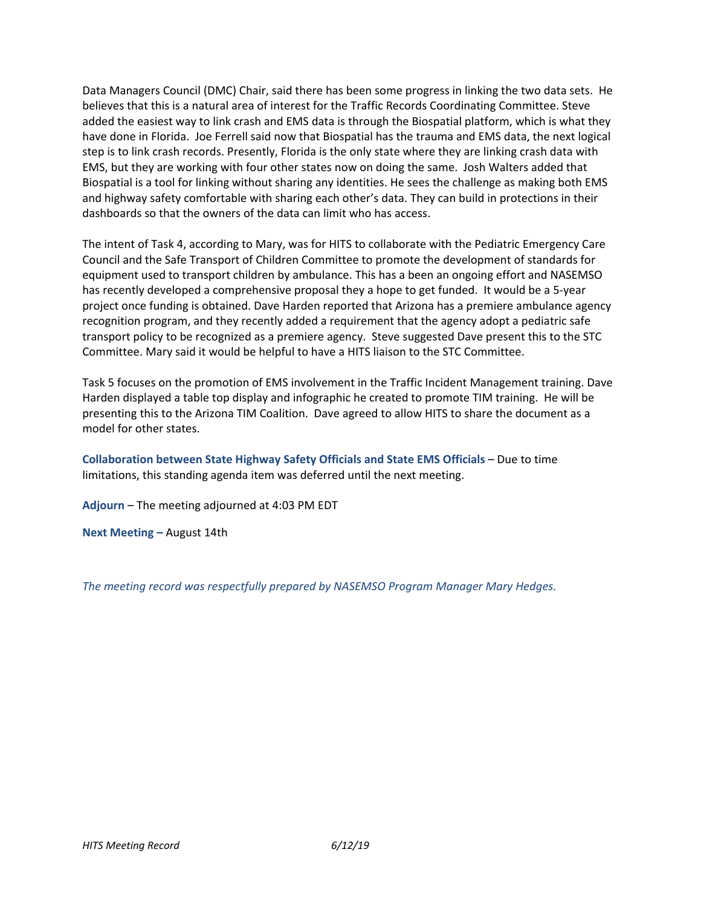Data Managers Council (DMC) Chair, said there has been some progress in linking the two data sets. He believes that this is a natural area of interest for the Traffic Records Coordinating Committee. Steve added the easiest way to link crash and EMS data is through the Biospatial platform, which is what they have done in Florida. Joe Ferrell said now that Biospatial has the trauma and EMS data, the next logical step is to link crash records. Presently, Florida is the only state where they are linking crash data with EMS, but they are working with four other states now on doing the same. Josh Walters added that Biospatial is a tool for linking without sharing any identities. He sees the challenge as making both EMS and highway safety comfortable with sharing each other's data. They can build in protections in their dashboards so that the owners of the data can limit who has access.

The intent of Task 4, according to Mary, was for HITS to collaborate with the Pediatric Emergency Care Council and the Safe Transport of Children Committee to promote the development of standards for equipment used to transport children by ambulance. This has a been an ongoing effort and NASEMSO has recently developed a comprehensive proposal they a hope to get funded. It would be a 5-year project once funding is obtained. Dave Harden reported that Arizona has a premiere ambulance agency recognition program, and they recently added a requirement that the agency adopt a pediatric safe transport policy to be recognized as a premiere agency. Steve suggested Dave present this to the STC Committee. Mary said it would be helpful to have a HITS liaison to the STC Committee.

Task 5 focuses on the promotion of EMS involvement in the Traffic Incident Management training. Dave Harden displayed a table top display and infographic he created to promote TIM training. He will be presenting this to the Arizona TIM Coalition. Dave agreed to allow HITS to share the document as a model for other states.

**Collaboration between State Highway Safety Officials and State EMS Officials** – Due to time limitations, this standing agenda item was deferred until the next meeting.

**Adjourn** – The meeting adjourned at 4:03 PM EDT

**Next Meeting –** August 14th

*The meeting record was respectfully prepared by NASEMSO Program Manager Mary Hedges.*